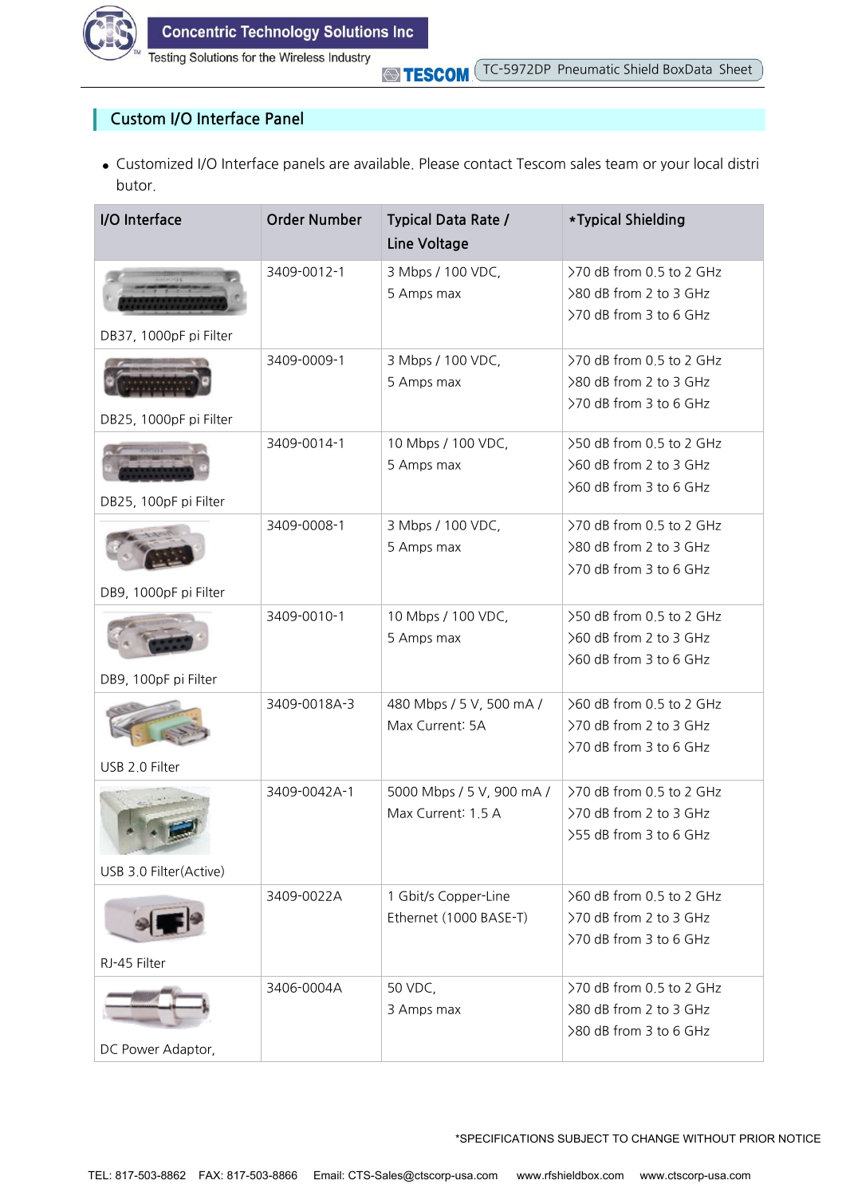## Custom I/O Interface Panel

- Customized I/O Interface panels are available. Please contact Tescom sales team or your local distributor.

| I/O Interface | Order Number | Typical Data Rate / Line Voltage | *Typical Shielding |
|---|---|---|---|
| DB37, 1000pF pi Filter | 3409-0012-1 | 3 Mbps / 100 VDC, 5 Amps max | >70 dB from 0.5 to 2 GHz<br>>80 dB from 2 to 3 GHz<br>>70 dB from 3 to 6 GHz |
| DB25, 1000pF pi Filter | 3409-0009-1 | 3 Mbps / 100 VDC, 5 Amps max | >70 dB from 0.5 to 2 GHz<br>>80 dB from 2 to 3 GHz<br>>70 dB from 3 to 6 GHz |
| DB25, 100pF pi Filter | 3409-0014-1 | 10 Mbps / 100 VDC, 5 Amps max | >50 dB from 0.5 to 2 GHz<br>>60 dB from 2 to 3 GHz<br>>60 dB from 3 to 6 GHz |
| DB9, 1000pF pi Filter | 3409-0008-1 | 3 Mbps / 100 VDC, 5 Amps max | >70 dB from 0.5 to 2 GHz<br>>80 dB from 2 to 3 GHz<br>>70 dB from 3 to 6 GHz |
| DB9, 100pF pi Filter | 3409-0010-1 | 10 Mbps / 100 VDC, 5 Amps max | >50 dB from 0.5 to 2 GHz<br>>60 dB from 2 to 3 GHz<br>>60 dB from 3 to 6 GHz |
| USB 2.0 Filter | 3409-0018A-3 | 480 Mbps / 5 V, 500 mA / Max Current: 5A | >60 dB from 0.5 to 2 GHz<br>>70 dB from 2 to 3 GHz<br>>70 dB from 3 to 6 GHz |
| USB 3.0 Filter(Active) | 3409-0042A-1 | 5000 Mbps / 5 V, 900 mA / Max Current: 1.5 A | >70 dB from 0.5 to 2 GHz<br>>70 dB from 2 to 3 GHz<br>>55 dB from 3 to 6 GHz |
| RJ-45 Filter | 3409-0022A | 1 Gbit/s Copper-Line Ethernet (1000 BASE-T) | >60 dB from 0.5 to 2 GHz<br>>70 dB from 2 to 3 GHz<br>>70 dB from 3 to 6 GHz |
| DC Power Adaptor, | 3406-0004A | 50 VDC, 3 Amps max | >70 dB from 0.5 to 2 GHz<br>>80 dB from 2 to 3 GHz<br>>80 dB from 3 to 6 GHz |

*SPECIFICATIONS SUBJECT TO CHANGE WITHOUT PRIOR NOTICE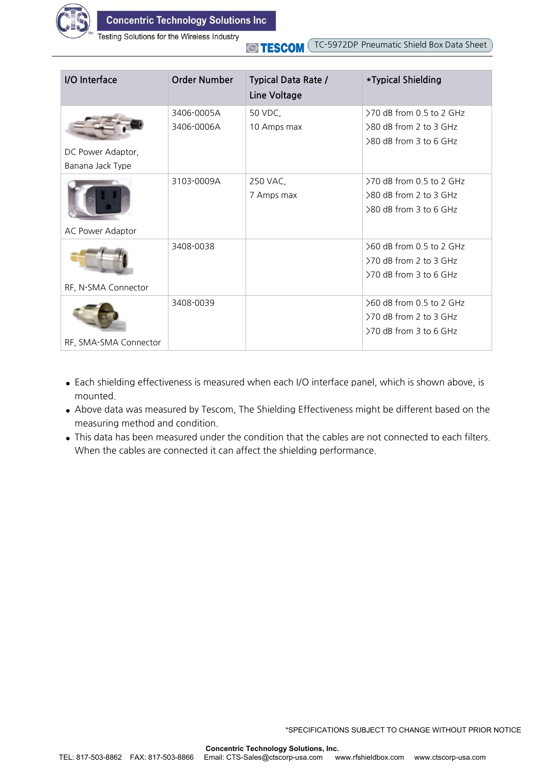| I/O Interface | Order Number | Typical Data Rate / Line Voltage | *Typical Shielding |
|---|---|---|---|
| DC Power Adaptor, Banana Jack Type | 3406-0005A<br>3406-0006A | 50 VDC,<br>10 Amps max | >70 dB from 0.5 to 2 GHz<br>>80 dB from 2 to 3 GHz<br>>80 dB from 3 to 6 GHz |
| AC Power Adaptor | 3103-0009A | 250 VAC,<br>7 Amps max | >70 dB from 0.5 to 2 GHz<br>>80 dB from 2 to 3 GHz<br>>80 dB from 3 to 6 GHz |
| RF, N-SMA Connector | 3408-0038 | | >60 dB from 0.5 to 2 GHz<br>>70 dB from 2 to 3 GHz<br>>70 dB from 3 to 6 GHz |
| RF, SMA-SMA Connector | 3408-0039 | | >60 dB from 0.5 to 2 GHz<br>>70 dB from 2 to 3 GHz<br>>70 dB from 3 to 6 GHz |

- Each shielding effectiveness is measured when each I/O interface panel, which is shown above, is mounted.
- Above data was measured by Tescom, The Shielding Effectiveness might be different based on the measuring method and condition.
- This data has been measured under the condition that the cables are not connected to each filters. When the cables are connected it can affect the shielding performance.

*SPECIFICATIONS SUBJECT TO CHANGE WITHOUT PRIOR NOTICE

**Concentric Technology Solutions, Inc.**
TEL: 817-503-8862 FAX: 817-503-8866 Email: CTS-Sales@ctscorp-usa.com www.rfshieldbox.com www.ctscorp-usa.com